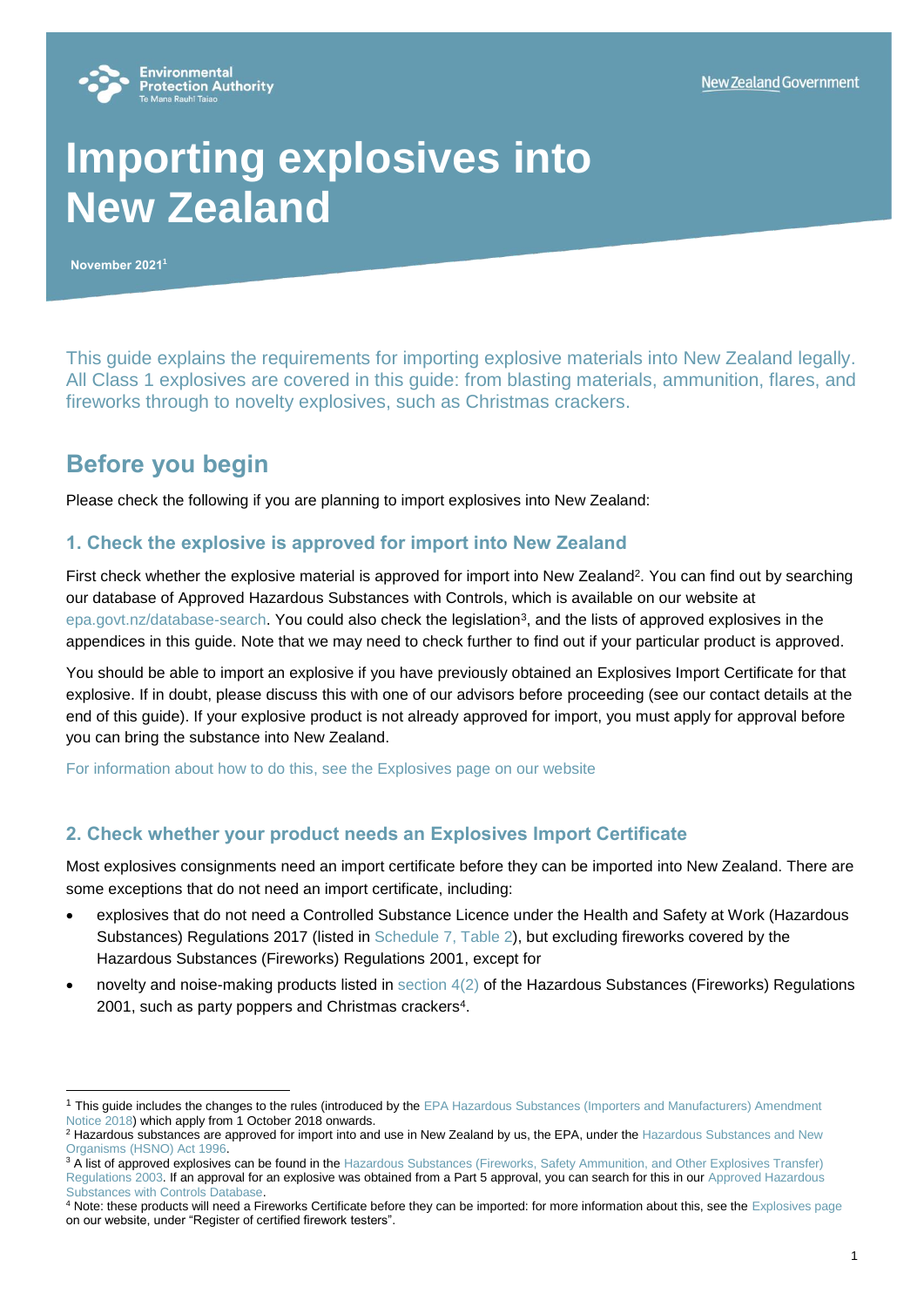Environmental Protection Authority
Te Mana Rauhī Taiao

New Zealand Government

# Importing explosives into New Zealand

**November 2021**[1]

This guide explains the requirements for importing explosive materials into New Zealand legally. All Class 1 explosives are covered in this guide: from blasting materials, ammunition, flares, and fireworks through to novelty explosives, such as Christmas crackers.

## Before you begin

Please check the following if you are planning to import explosives into New Zealand:

### 1. Check the explosive is approved for import into New Zealand

First check whether the explosive material is approved for import into New Zealand[2]. You can find out by searching our database of Approved Hazardous Substances with Controls, which is available on our website at epa.govt.nz/database-search. You could also check the legislation[3], and the lists of approved explosives in the appendices in this guide. Note that we may need to check further to find out if your particular product is approved.

You should be able to import an explosive if you have previously obtained an Explosives Import Certificate for that explosive. If in doubt, please discuss this with one of our advisors before proceeding (see our contact details at the end of this guide). If your explosive product is not already approved for import, you must apply for approval before you can bring the substance into New Zealand.

For information about how to do this, see the Explosives page on our website

### 2. Check whether your product needs an Explosives Import Certificate

Most explosives consignments need an import certificate before they can be imported into New Zealand. There are some exceptions that do not need an import certificate, including:

- explosives that do not need a Controlled Substance Licence under the Health and Safety at Work (Hazardous Substances) Regulations 2017 (listed in Schedule 7, Table 2), but excluding fireworks covered by the Hazardous Substances (Fireworks) Regulations 2001, except for
- novelty and noise-making products listed in section 4(2) of the Hazardous Substances (Fireworks) Regulations 2001, such as party poppers and Christmas crackers[4].

---

[1] This guide includes the changes to the rules (introduced by the EPA Hazardous Substances (Importers and Manufacturers) Amendment Notice 2018) which apply from 1 October 2018 onwards.

[2] Hazardous substances are approved for import into and use in New Zealand by us, the EPA, under the Hazardous Substances and New Organisms (HSNO) Act 1996.

[3] A list of approved explosives can be found in the Hazardous Substances (Fireworks, Safety Ammunition, and Other Explosives Transfer) Regulations 2003. If an approval for an explosive was obtained from a Part 5 approval, you can search for this in our Approved Hazardous Substances with Controls Database.

[4] Note: these products will need a Fireworks Certificate before they can be imported: for more information about this, see the Explosives page on our website, under "Register of certified firework testers".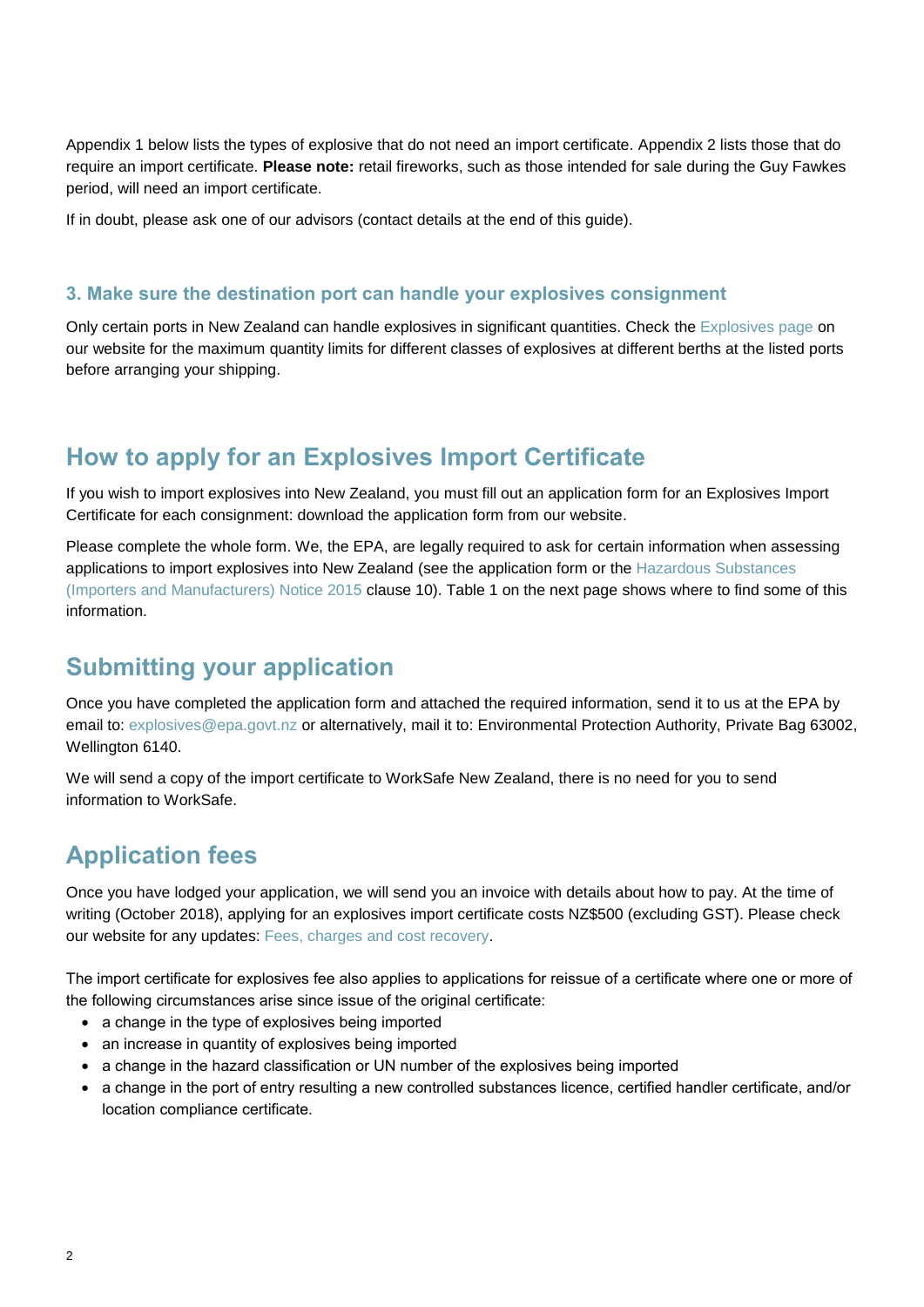Appendix 1 below lists the types of explosive that do not need an import certificate. Appendix 2 lists those that do require an import certificate. **Please note:** retail fireworks, such as those intended for sale during the Guy Fawkes period, will need an import certificate.

If in doubt, please ask one of our advisors (contact details at the end of this guide).

### 3. Make sure the destination port can handle your explosives consignment

Only certain ports in New Zealand can handle explosives in significant quantities. Check the Explosives page on our website for the maximum quantity limits for different classes of explosives at different berths at the listed ports before arranging your shipping.

## How to apply for an Explosives Import Certificate

If you wish to import explosives into New Zealand, you must fill out an application form for an Explosives Import Certificate for each consignment: download the application form from our website.

Please complete the whole form. We, the EPA, are legally required to ask for certain information when assessing applications to import explosives into New Zealand (see the application form or the Hazardous Substances (Importers and Manufacturers) Notice 2015 clause 10). Table 1 on the next page shows where to find some of this information.

## Submitting your application

Once you have completed the application form and attached the required information, send it to us at the EPA by email to: explosives@epa.govt.nz or alternatively, mail it to: Environmental Protection Authority, Private Bag 63002, Wellington 6140.

We will send a copy of the import certificate to WorkSafe New Zealand, there is no need for you to send information to WorkSafe.

## Application fees

Once you have lodged your application, we will send you an invoice with details about how to pay. At the time of writing (October 2018), applying for an explosives import certificate costs NZ$500 (excluding GST). Please check our website for any updates: Fees, charges and cost recovery.

The import certificate for explosives fee also applies to applications for reissue of a certificate where one or more of the following circumstances arise since issue of the original certificate:

- a change in the type of explosives being imported
- an increase in quantity of explosives being imported
- a change in the hazard classification or UN number of the explosives being imported
- a change in the port of entry resulting a new controlled substances licence, certified handler certificate, and/or location compliance certificate.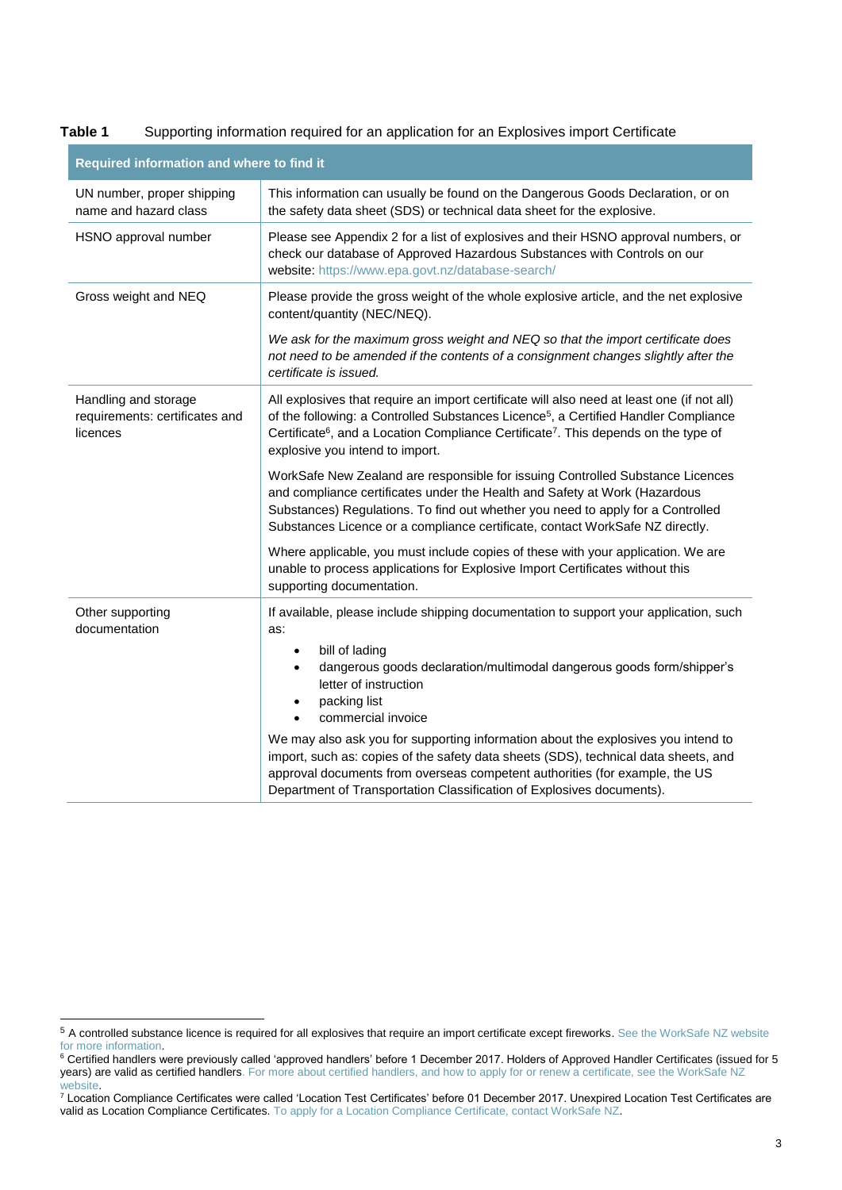**Table 1** Supporting information required for an application for an Explosives import Certificate

| Required information and where to find it | |
|---|---|
| UN number, proper shipping name and hazard class | This information can usually be found on the Dangerous Goods Declaration, or on the safety data sheet (SDS) or technical data sheet for the explosive. |
| HSNO approval number | Please see Appendix 2 for a list of explosives and their HSNO approval numbers, or check our database of Approved Hazardous Substances with Controls on our website: https://www.epa.govt.nz/database-search/ |
| Gross weight and NEQ | Please provide the gross weight of the whole explosive article, and the net explosive content/quantity (NEC/NEQ).<br><br>*We ask for the maximum gross weight and NEQ so that the import certificate does not need to be amended if the contents of a consignment changes slightly after the certificate is issued.* |
| Handling and storage requirements: certificates and licences | All explosives that require an import certificate will also need at least one (if not all) of the following: a Controlled Substances Licence[5], a Certified Handler Compliance Certificate[6], and a Location Compliance Certificate[7]. This depends on the type of explosive you intend to import.<br><br>WorkSafe New Zealand are responsible for issuing Controlled Substance Licences and compliance certificates under the Health and Safety at Work (Hazardous Substances) Regulations. To find out whether you need to apply for a Controlled Substances Licence or a compliance certificate, contact WorkSafe NZ directly.<br><br>Where applicable, you must include copies of these with your application. We are unable to process applications for Explosive Import Certificates without this supporting documentation. |
| Other supporting documentation | If available, please include shipping documentation to support your application, such as:<br>• bill of lading<br>• dangerous goods declaration/multimodal dangerous goods form/shipper's letter of instruction<br>• packing list<br>• commercial invoice<br><br>We may also ask you for supporting information about the explosives you intend to import, such as: copies of the safety data sheets (SDS), technical data sheets, and approval documents from overseas competent authorities (for example, the US Department of Transportation Classification of Explosives documents). |

[5] A controlled substance licence is required for all explosives that require an import certificate except fireworks. See the WorkSafe NZ website for more information.

[6] Certified handlers were previously called 'approved handlers' before 1 December 2017. Holders of Approved Handler Certificates (issued for 5 years) are valid as certified handlers. For more about certified handlers, and how to apply for or renew a certificate, see the WorkSafe NZ website.

[7] Location Compliance Certificates were called 'Location Test Certificates' before 01 December 2017. Unexpired Location Test Certificates are valid as Location Compliance Certificates. To apply for a Location Compliance Certificate, contact WorkSafe NZ.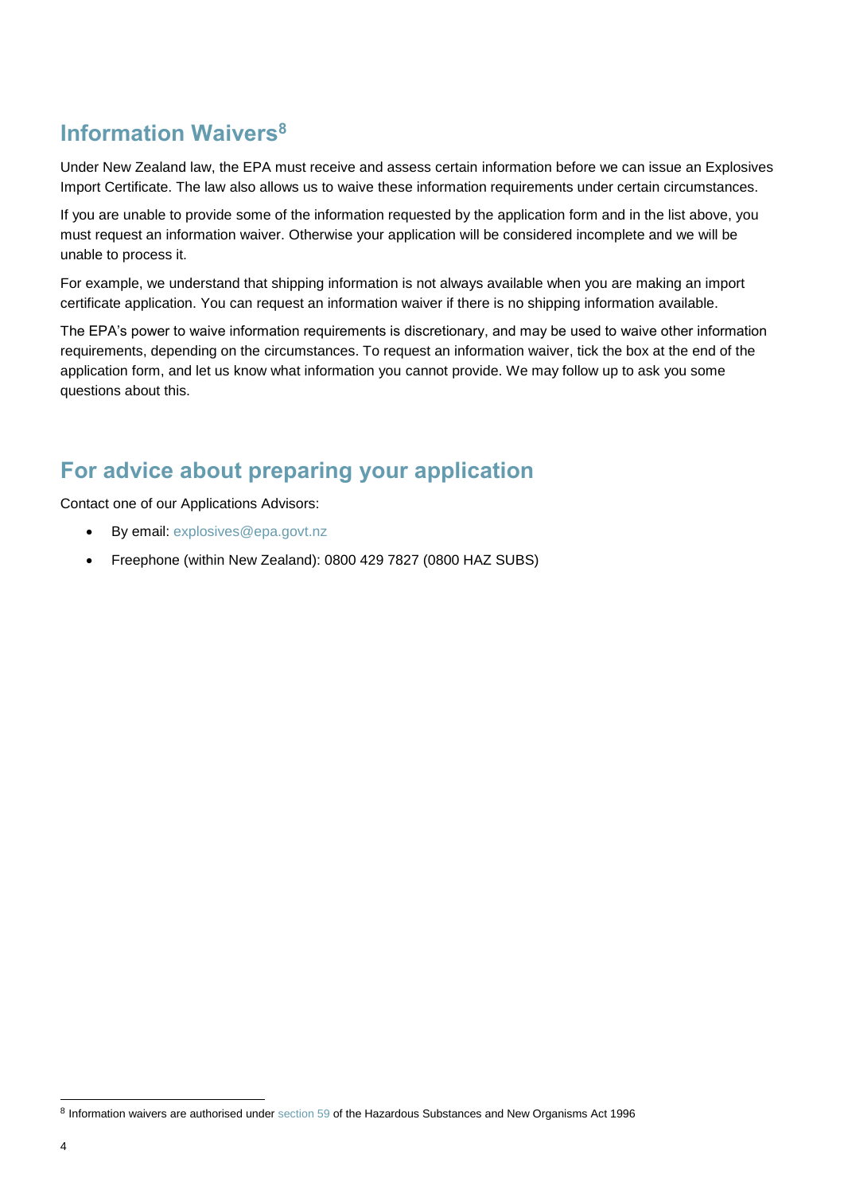## Information Waivers[8]

Under New Zealand law, the EPA must receive and assess certain information before we can issue an Explosives Import Certificate. The law also allows us to waive these information requirements under certain circumstances.

If you are unable to provide some of the information requested by the application form and in the list above, you must request an information waiver. Otherwise your application will be considered incomplete and we will be unable to process it.

For example, we understand that shipping information is not always available when you are making an import certificate application. You can request an information waiver if there is no shipping information available.

The EPA's power to waive information requirements is discretionary, and may be used to waive other information requirements, depending on the circumstances. To request an information waiver, tick the box at the end of the application form, and let us know what information you cannot provide. We may follow up to ask you some questions about this.

## For advice about preparing your application

Contact one of our Applications Advisors:

- By email: explosives@epa.govt.nz
- Freephone (within New Zealand): 0800 429 7827 (0800 HAZ SUBS)

[8] Information waivers are authorised under section 59 of the Hazardous Substances and New Organisms Act 1996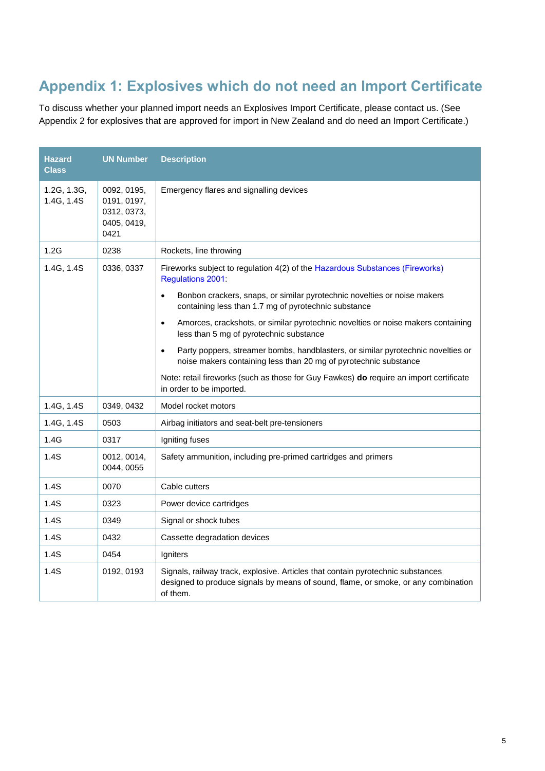## Appendix 1: Explosives which do not need an Import Certificate

To discuss whether your planned import needs an Explosives Import Certificate, please contact us. (See Appendix 2 for explosives that are approved for import in New Zealand and do need an Import Certificate.)

| Hazard Class | UN Number | Description |
|---|---|---|
| 1.2G, 1.3G, 1.4G, 1.4S | 0092, 0195, 0191, 0197, 0312, 0373, 0405, 0419, 0421 | Emergency flares and signalling devices |
| 1.2G | 0238 | Rockets, line throwing |
| 1.4G, 1.4S | 0336, 0337 | Fireworks subject to regulation 4(2) of the Hazardous Substances (Fireworks) Regulations 2001:<br>• Bonbon crackers, snaps, or similar pyrotechnic novelties or noise makers containing less than 1.7 mg of pyrotechnic substance<br>• Amorces, crackshots, or similar pyrotechnic novelties or noise makers containing less than 5 mg of pyrotechnic substance<br>• Party poppers, streamer bombs, handblasters, or similar pyrotechnic novelties or noise makers containing less than 20 mg of pyrotechnic substance<br>Note: retail fireworks (such as those for Guy Fawkes) **do** require an import certificate in order to be imported. |
| 1.4G, 1.4S | 0349, 0432 | Model rocket motors |
| 1.4G, 1.4S | 0503 | Airbag initiators and seat-belt pre-tensioners |
| 1.4G | 0317 | Igniting fuses |
| 1.4S | 0012, 0014, 0044, 0055 | Safety ammunition, including pre-primed cartridges and primers |
| 1.4S | 0070 | Cable cutters |
| 1.4S | 0323 | Power device cartridges |
| 1.4S | 0349 | Signal or shock tubes |
| 1.4S | 0432 | Cassette degradation devices |
| 1.4S | 0454 | Igniters |
| 1.4S | 0192, 0193 | Signals, railway track, explosive. Articles that contain pyrotechnic substances designed to produce signals by means of sound, flame, or smoke, or any combination of them. |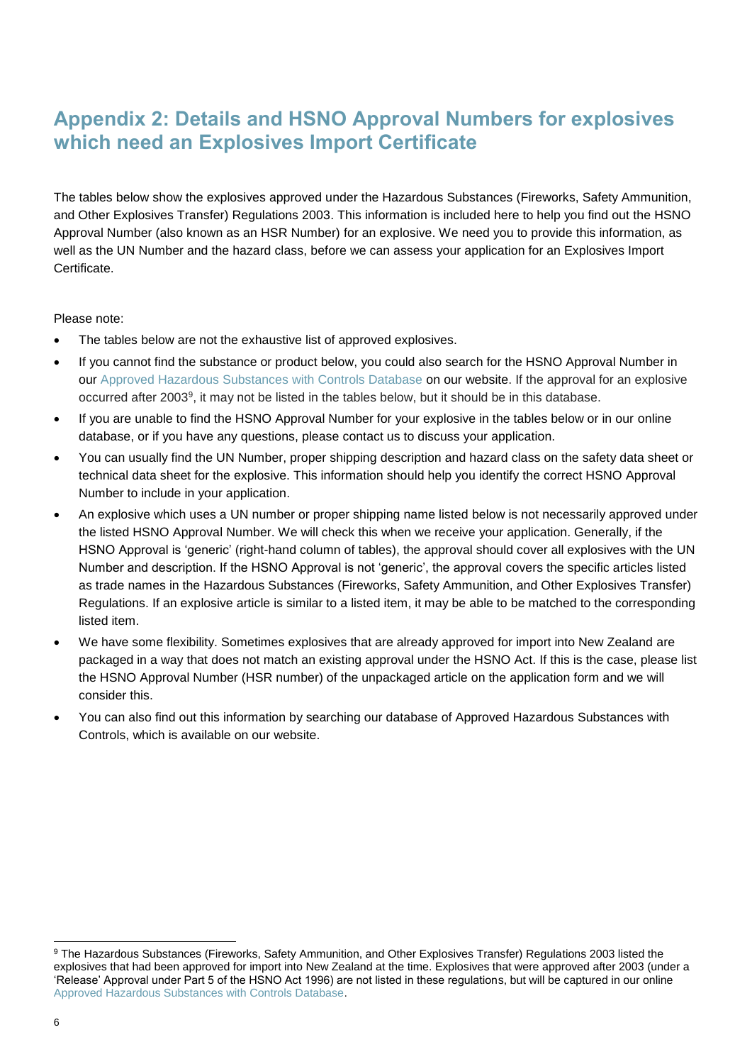## Appendix 2: Details and HSNO Approval Numbers for explosives which need an Explosives Import Certificate

The tables below show the explosives approved under the Hazardous Substances (Fireworks, Safety Ammunition, and Other Explosives Transfer) Regulations 2003. This information is included here to help you find out the HSNO Approval Number (also known as an HSR Number) for an explosive. We need you to provide this information, as well as the UN Number and the hazard class, before we can assess your application for an Explosives Import Certificate.

Please note:

- The tables below are not the exhaustive list of approved explosives.
- If you cannot find the substance or product below, you could also search for the HSNO Approval Number in our Approved Hazardous Substances with Controls Database on our website. If the approval for an explosive occurred after 2003[9], it may not be listed in the tables below, but it should be in this database.
- If you are unable to find the HSNO Approval Number for your explosive in the tables below or in our online database, or if you have any questions, please contact us to discuss your application.
- You can usually find the UN Number, proper shipping description and hazard class on the safety data sheet or technical data sheet for the explosive. This information should help you identify the correct HSNO Approval Number to include in your application.
- An explosive which uses a UN number or proper shipping name listed below is not necessarily approved under the listed HSNO Approval Number. We will check this when we receive your application. Generally, if the HSNO Approval is 'generic' (right-hand column of tables), the approval should cover all explosives with the UN Number and description. If the HSNO Approval is not 'generic', the approval covers the specific articles listed as trade names in the Hazardous Substances (Fireworks, Safety Ammunition, and Other Explosives Transfer) Regulations. If an explosive article is similar to a listed item, it may be able to be matched to the corresponding listed item.
- We have some flexibility. Sometimes explosives that are already approved for import into New Zealand are packaged in a way that does not match an existing approval under the HSNO Act. If this is the case, please list the HSNO Approval Number (HSR number) of the unpackaged article on the application form and we will consider this.
- You can also find out this information by searching our database of Approved Hazardous Substances with Controls, which is available on our website.

[9] The Hazardous Substances (Fireworks, Safety Ammunition, and Other Explosives Transfer) Regulations 2003 listed the explosives that had been approved for import into New Zealand at the time. Explosives that were approved after 2003 (under a 'Release' Approval under Part 5 of the HSNO Act 1996) are not listed in these regulations, but will be captured in our online Approved Hazardous Substances with Controls Database.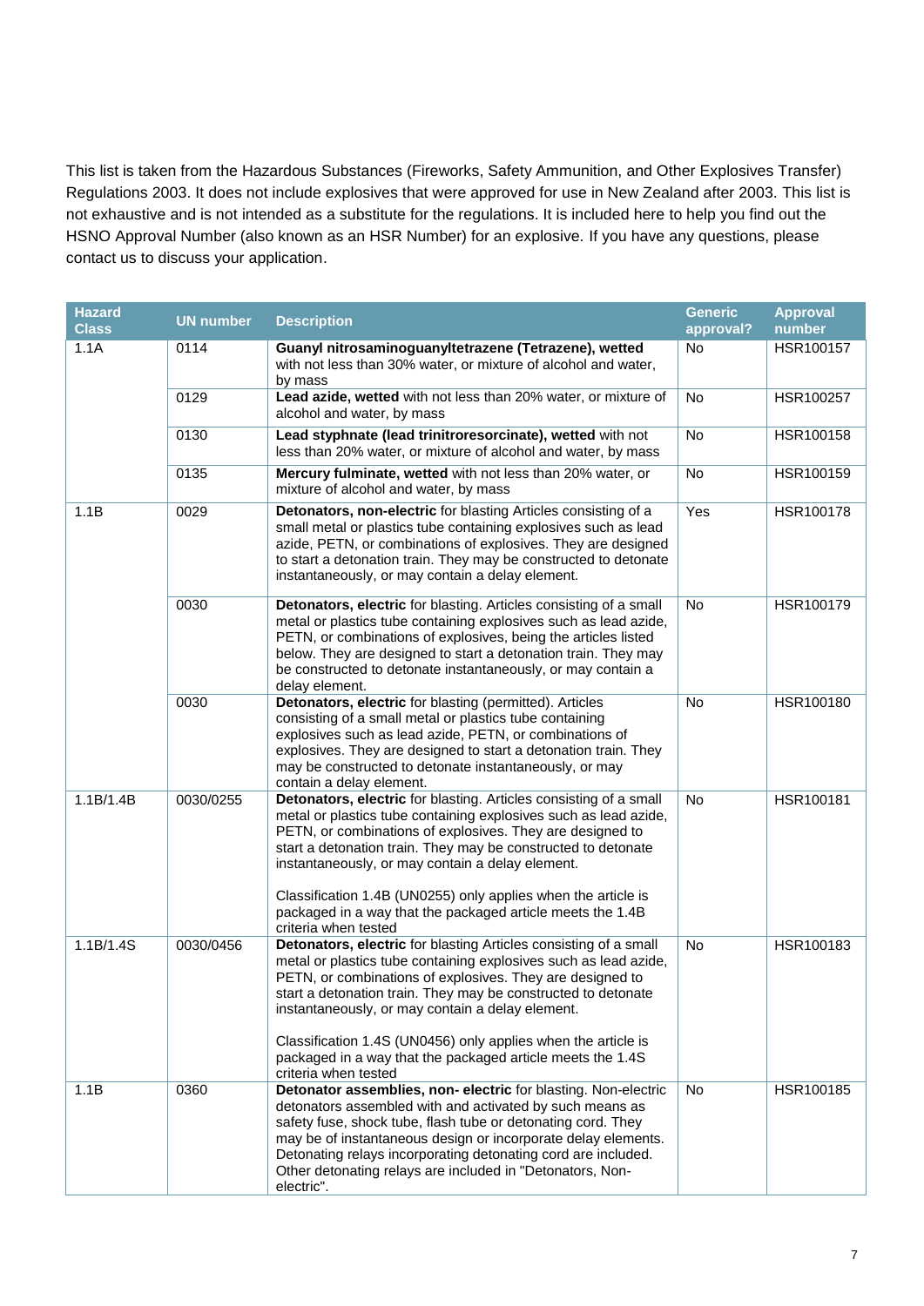This list is taken from the Hazardous Substances (Fireworks, Safety Ammunition, and Other Explosives Transfer) Regulations 2003. It does not include explosives that were approved for use in New Zealand after 2003. This list is not exhaustive and is not intended as a substitute for the regulations. It is included here to help you find out the HSNO Approval Number (also known as an HSR Number) for an explosive. If you have any questions, please contact us to discuss your application.

| Hazard Class | UN number | Description | Generic approval? | Approval number |
|---|---|---|---|---|
| 1.1A | 0114 | **Guanyl nitrosaminoguanyltetrazene (Tetrazene), wetted** with not less than 30% water, or mixture of alcohol and water, by mass | No | HSR100157 |
| | 0129 | **Lead azide, wetted** with not less than 20% water, or mixture of alcohol and water, by mass | No | HSR100257 |
| | 0130 | **Lead styphnate (lead trinitroresorcinate), wetted** with not less than 20% water, or mixture of alcohol and water, by mass | No | HSR100158 |
| | 0135 | **Mercury fulminate, wetted** with not less than 20% water, or mixture of alcohol and water, by mass | No | HSR100159 |
| 1.1B | 0029 | **Detonators, non-electric** for blasting Articles consisting of a small metal or plastics tube containing explosives such as lead azide, PETN, or combinations of explosives. They are designed to start a detonation train. They may be constructed to detonate instantaneously, or may contain a delay element. | Yes | HSR100178 |
| | 0030 | **Detonators, electric** for blasting. Articles consisting of a small metal or plastics tube containing explosives such as lead azide, PETN, or combinations of explosives, being the articles listed below. They are designed to start a detonation train. They may be constructed to detonate instantaneously, or may contain a delay element. | No | HSR100179 |
| | 0030 | **Detonators, electric** for blasting (permitted). Articles consisting of a small metal or plastics tube containing explosives such as lead azide, PETN, or combinations of explosives. They are designed to start a detonation train. They may be constructed to detonate instantaneously, or may contain a delay element. | No | HSR100180 |
| 1.1B/1.4B | 0030/0255 | **Detonators, electric** for blasting. Articles consisting of a small metal or plastics tube containing explosives such as lead azide, PETN, or combinations of explosives. They are designed to start a detonation train. They may be constructed to detonate instantaneously, or may contain a delay element.<br><br>Classification 1.4B (UN0255) only applies when the article is packaged in a way that the packaged article meets the 1.4B criteria when tested | No | HSR100181 |
| 1.1B/1.4S | 0030/0456 | **Detonators, electric** for blasting Articles consisting of a small metal or plastics tube containing explosives such as lead azide, PETN, or combinations of explosives. They are designed to start a detonation train. They may be constructed to detonate instantaneously, or may contain a delay element.<br><br>Classification 1.4S (UN0456) only applies when the article is packaged in a way that the packaged article meets the 1.4S criteria when tested | No | HSR100183 |
| 1.1B | 0360 | **Detonator assemblies, non- electric** for blasting. Non-electric detonators assembled with and activated by such means as safety fuse, shock tube, flash tube or detonating cord. They may be of instantaneous design or incorporate delay elements. Detonating relays incorporating detonating cord are included. Other detonating relays are included in "Detonators, Non-electric". | No | HSR100185 |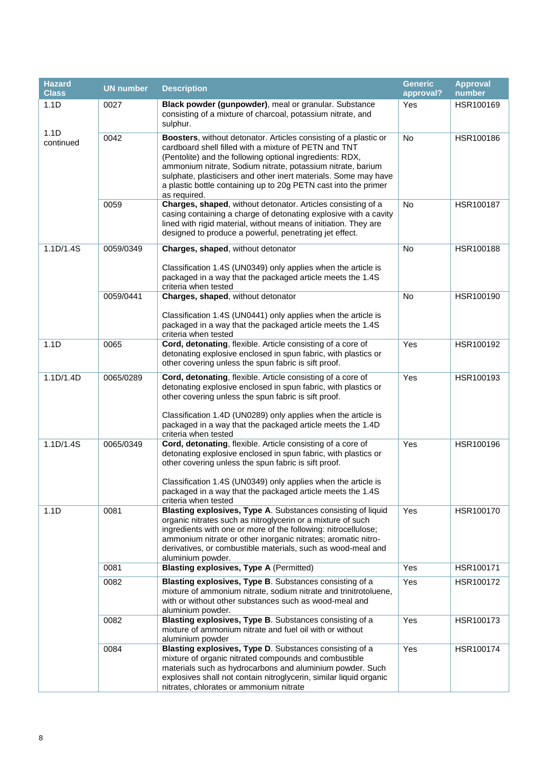| Hazard Class | UN number | Description | Generic approval? | Approval number |
|---|---|---|---|---|
| 1.1D | 0027 | **Black powder (gunpowder)**, meal or granular. Substance consisting of a mixture of charcoal, potassium nitrate, and sulphur. | Yes | HSR100169 |
| 1.1D continued | 0042 | **Boosters**, without detonator. Articles consisting of a plastic or cardboard shell filled with a mixture of PETN and TNT (Pentolite) and the following optional ingredients: RDX, ammonium nitrate, Sodium nitrate, potassium nitrate, barium sulphate, plasticisers and other inert materials. Some may have a plastic bottle containing up to 20g PETN cast into the primer as required. | No | HSR100186 |
| | 0059 | **Charges, shaped**, without detonator. Articles consisting of a casing containing a charge of detonating explosive with a cavity lined with rigid material, without means of initiation. They are designed to produce a powerful, penetrating jet effect. | No | HSR100187 |
| 1.1D/1.4S | 0059/0349 | **Charges, shaped**, without detonator<br><br>Classification 1.4S (UN0349) only applies when the article is packaged in a way that the packaged article meets the 1.4S criteria when tested | No | HSR100188 |
| | 0059/0441 | **Charges, shaped**, without detonator<br><br>Classification 1.4S (UN0441) only applies when the article is packaged in a way that the packaged article meets the 1.4S criteria when tested | No | HSR100190 |
| 1.1D | 0065 | **Cord, detonating**, flexible. Article consisting of a core of detonating explosive enclosed in spun fabric, with plastics or other covering unless the spun fabric is sift proof. | Yes | HSR100192 |
| 1.1D/1.4D | 0065/0289 | **Cord, detonating**, flexible. Article consisting of a core of detonating explosive enclosed in spun fabric, with plastics or other covering unless the spun fabric is sift proof.<br><br>Classification 1.4D (UN0289) only applies when the article is packaged in a way that the packaged article meets the 1.4D criteria when tested | Yes | HSR100193 |
| 1.1D/1.4S | 0065/0349 | **Cord, detonating**, flexible. Article consisting of a core of detonating explosive enclosed in spun fabric, with plastics or other covering unless the spun fabric is sift proof.<br><br>Classification 1.4S (UN0349) only applies when the article is packaged in a way that the packaged article meets the 1.4S criteria when tested | Yes | HSR100196 |
| 1.1D | 0081 | **Blasting explosives, Type A**. Substances consisting of liquid organic nitrates such as nitroglycerin or a mixture of such ingredients with one or more of the following: nitrocellulose; ammonium nitrate or other inorganic nitrates; aromatic nitro-derivatives, or combustible materials, such as wood-meal and aluminium powder. | Yes | HSR100170 |
| | 0081 | **Blasting explosives, Type A** (Permitted) | Yes | HSR100171 |
| | 0082 | **Blasting explosives, Type B**. Substances consisting of a mixture of ammonium nitrate, sodium nitrate and trinitrotoluene, with or without other substances such as wood-meal and aluminium powder. | Yes | HSR100172 |
| | 0082 | **Blasting explosives, Type B**. Substances consisting of a mixture of ammonium nitrate and fuel oil with or without aluminium powder | Yes | HSR100173 |
| | 0084 | **Blasting explosives, Type D**. Substances consisting of a mixture of organic nitrated compounds and combustible materials such as hydrocarbons and aluminium powder. Such explosives shall not contain nitroglycerin, similar liquid organic nitrates, chlorates or ammonium nitrate | Yes | HSR100174 |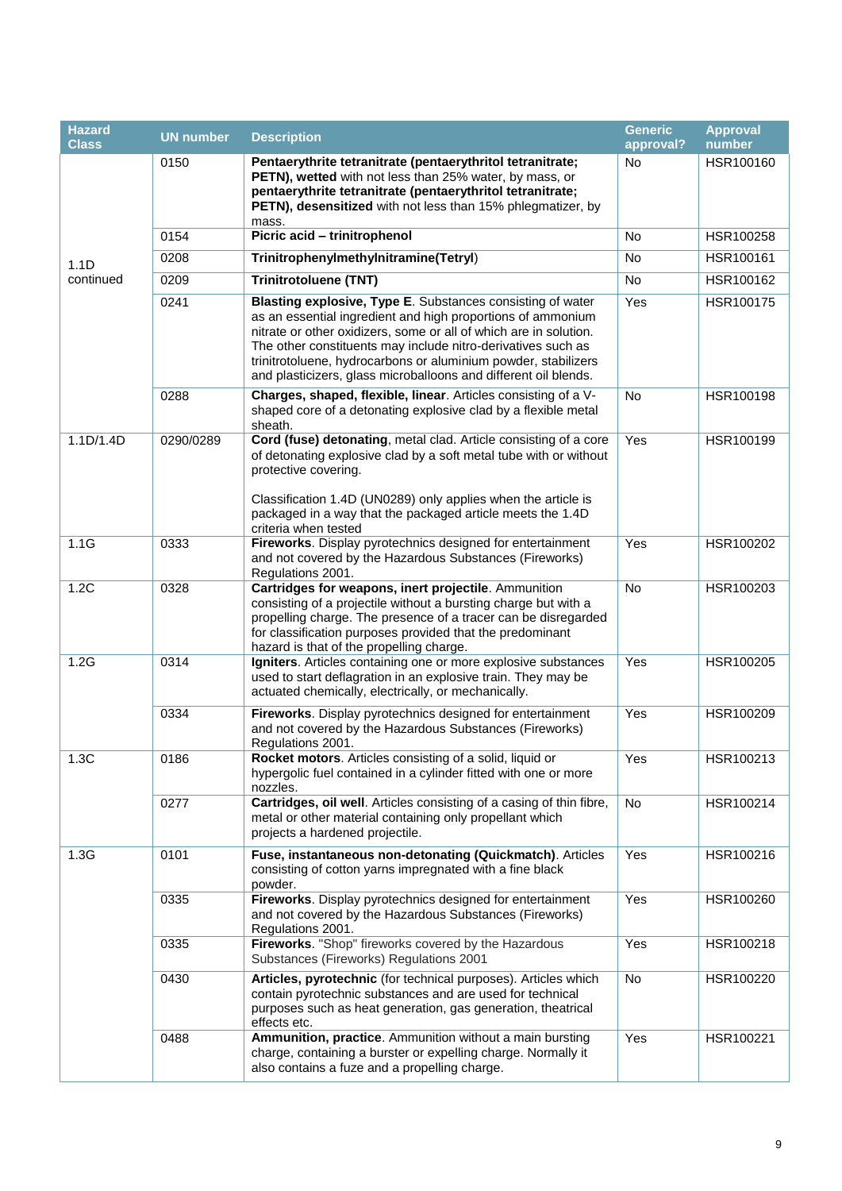| Hazard Class | UN number | Description | Generic approval? | Approval number |
|---|---|---|---|---|
| 1.1D continued | 0150 | **Pentaerythrite tetranitrate (pentaerythritol tetranitrate; PETN), wetted** with not less than 25% water, by mass, or **pentaerythrite tetranitrate (pentaerythritol tetranitrate; PETN), desensitized** with not less than 15% phlegmatizer, by mass. | No | HSR100160 |
| | 0154 | **Picric acid – trinitrophenol** | No | HSR100258 |
| | 0208 | **Trinitrophenylmethylnitramine(Tetryl)** | No | HSR100161 |
| | 0209 | **Trinitrotoluene (TNT)** | No | HSR100162 |
| | 0241 | **Blasting explosive, Type E**. Substances consisting of water as an essential ingredient and high proportions of ammonium nitrate or other oxidizers, some or all of which are in solution. The other constituents may include nitro-derivatives such as trinitrotoluene, hydrocarbons or aluminium powder, stabilizers and plasticizers, glass microballoons and different oil blends. | Yes | HSR100175 |
| | 0288 | **Charges, shaped, flexible, linear**. Articles consisting of a V-shaped core of a detonating explosive clad by a flexible metal sheath. | No | HSR100198 |
| 1.1D/1.4D | 0290/0289 | **Cord (fuse) detonating**, metal clad. Article consisting of a core of detonating explosive clad by a soft metal tube with or without protective covering.<br><br>Classification 1.4D (UN0289) only applies when the article is packaged in a way that the packaged article meets the 1.4D criteria when tested | Yes | HSR100199 |
| 1.1G | 0333 | **Fireworks**. Display pyrotechnics designed for entertainment and not covered by the Hazardous Substances (Fireworks) Regulations 2001. | Yes | HSR100202 |
| 1.2C | 0328 | **Cartridges for weapons, inert projectile**. Ammunition consisting of a projectile without a bursting charge but with a propelling charge. The presence of a tracer can be disregarded for classification purposes provided that the predominant hazard is that of the propelling charge. | No | HSR100203 |
| 1.2G | 0314 | **Igniters**. Articles containing one or more explosive substances used to start deflagration in an explosive train. They may be actuated chemically, electrically, or mechanically. | Yes | HSR100205 |
| | 0334 | **Fireworks**. Display pyrotechnics designed for entertainment and not covered by the Hazardous Substances (Fireworks) Regulations 2001. | Yes | HSR100209 |
| 1.3C | 0186 | **Rocket motors**. Articles consisting of a solid, liquid or hypergolic fuel contained in a cylinder fitted with one or more nozzles. | Yes | HSR100213 |
| | 0277 | **Cartridges, oil well**. Articles consisting of a casing of thin fibre, metal or other material containing only propellant which projects a hardened projectile. | No | HSR100214 |
| 1.3G | 0101 | **Fuse, instantaneous non-detonating (Quickmatch)**. Articles consisting of cotton yarns impregnated with a fine black powder. | Yes | HSR100216 |
| | 0335 | **Fireworks**. Display pyrotechnics designed for entertainment and not covered by the Hazardous Substances (Fireworks) Regulations 2001. | Yes | HSR100260 |
| | 0335 | **Fireworks**. "Shop" fireworks covered by the Hazardous Substances (Fireworks) Regulations 2001 | Yes | HSR100218 |
| | 0430 | **Articles, pyrotechnic** (for technical purposes). Articles which contain pyrotechnic substances and are used for technical purposes such as heat generation, gas generation, theatrical effects etc. | No | HSR100220 |
| | 0488 | **Ammunition, practice**. Ammunition without a main bursting charge, containing a burster or expelling charge. Normally it also contains a fuze and a propelling charge. | Yes | HSR100221 |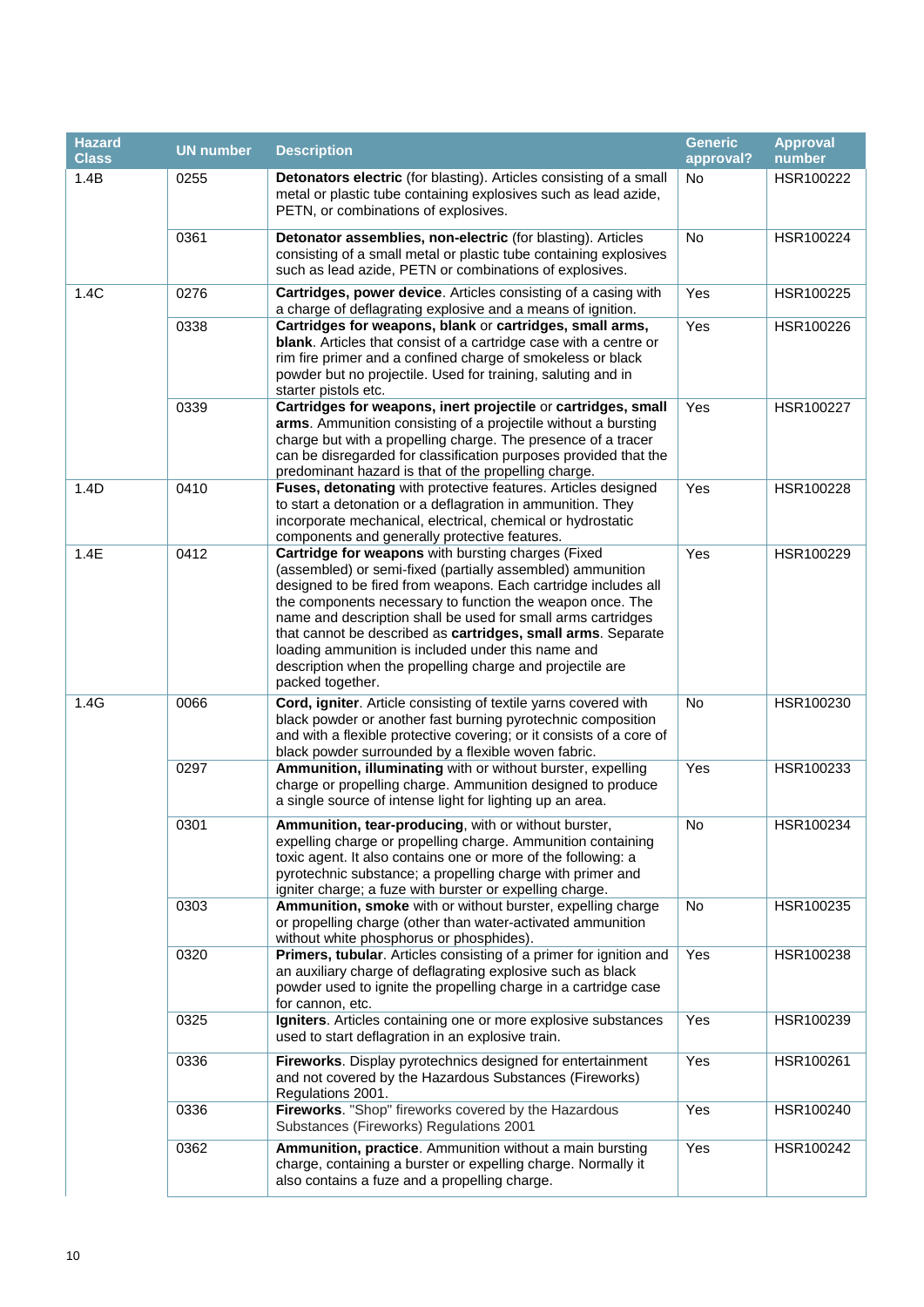| Hazard Class | UN number | Description | Generic approval? | Approval number |
|---|---|---|---|---|
| 1.4B | 0255 | **Detonators electric** (for blasting). Articles consisting of a small metal or plastic tube containing explosives such as lead azide, PETN, or combinations of explosives. | No | HSR100222 |
| | 0361 | **Detonator assemblies, non-electric** (for blasting). Articles consisting of a small metal or plastic tube containing explosives such as lead azide, PETN or combinations of explosives. | No | HSR100224 |
| 1.4C | 0276 | **Cartridges, power device**. Articles consisting of a casing with a charge of deflagrating explosive and a means of ignition. | Yes | HSR100225 |
| | 0338 | **Cartridges for weapons, blank** or **cartridges, small arms, blank**. Articles that consist of a cartridge case with a centre or rim fire primer and a confined charge of smokeless or black powder but no projectile. Used for training, saluting and in starter pistols etc. | Yes | HSR100226 |
| | 0339 | **Cartridges for weapons, inert projectile** or **cartridges, small arms**. Ammunition consisting of a projectile without a bursting charge but with a propelling charge. The presence of a tracer can be disregarded for classification purposes provided that the predominant hazard is that of the propelling charge. | Yes | HSR100227 |
| 1.4D | 0410 | **Fuses, detonating** with protective features. Articles designed to start a detonation or a deflagration in ammunition. They incorporate mechanical, electrical, chemical or hydrostatic components and generally protective features. | Yes | HSR100228 |
| 1.4E | 0412 | **Cartridge for weapons** with bursting charges (Fixed (assembled) or semi-fixed (partially assembled) ammunition designed to be fired from weapons. Each cartridge includes all the components necessary to function the weapon once. The name and description shall be used for small arms cartridges that cannot be described as **cartridges, small arms**. Separate loading ammunition is included under this name and description when the propelling charge and projectile are packed together. | Yes | HSR100229 |
| 1.4G | 0066 | **Cord, igniter**. Article consisting of textile yarns covered with black powder or another fast burning pyrotechnic composition and with a flexible protective covering; or it consists of a core of black powder surrounded by a flexible woven fabric. | No | HSR100230 |
| | 0297 | **Ammunition, illuminating** with or without burster, expelling charge or propelling charge. Ammunition designed to produce a single source of intense light for lighting up an area. | Yes | HSR100233 |
| | 0301 | **Ammunition, tear-producing**, with or without burster, expelling charge or propelling charge. Ammunition containing toxic agent. It also contains one or more of the following: a pyrotechnic substance; a propelling charge with primer and igniter charge; a fuze with burster or expelling charge. | No | HSR100234 |
| | 0303 | **Ammunition, smoke** with or without burster, expelling charge or propelling charge (other than water-activated ammunition without white phosphorus or phosphides). | No | HSR100235 |
| | 0320 | **Primers, tubular**. Articles consisting of a primer for ignition and an auxiliary charge of deflagrating explosive such as black powder used to ignite the propelling charge in a cartridge case for cannon, etc. | Yes | HSR100238 |
| | 0325 | **Igniters**. Articles containing one or more explosive substances used to start deflagration in an explosive train. | Yes | HSR100239 |
| | 0336 | **Fireworks**. Display pyrotechnics designed for entertainment and not covered by the Hazardous Substances (Fireworks) Regulations 2001. | Yes | HSR100261 |
| | 0336 | **Fireworks**. "Shop" fireworks covered by the Hazardous Substances (Fireworks) Regulations 2001 | Yes | HSR100240 |
| | 0362 | **Ammunition, practice**. Ammunition without a main bursting charge, containing a burster or expelling charge. Normally it also contains a fuze and a propelling charge. | Yes | HSR100242 |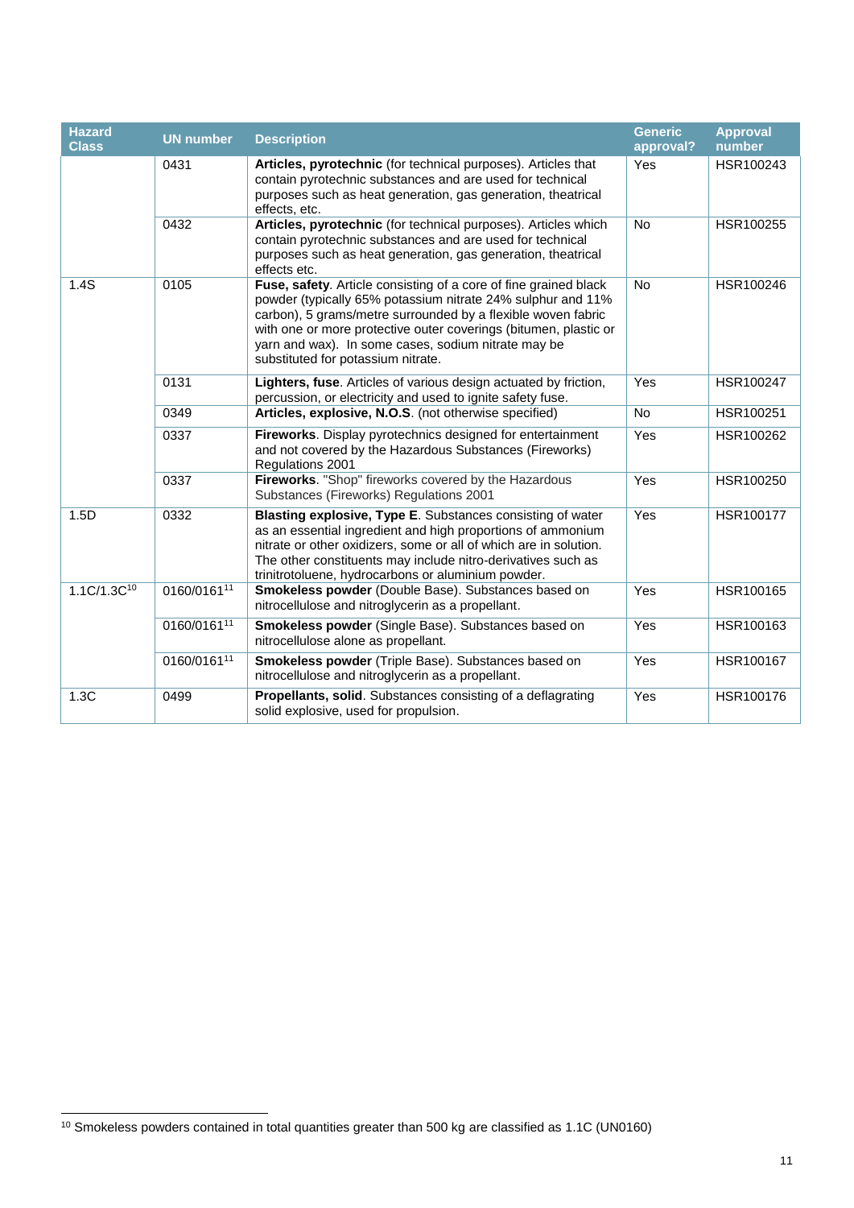| Hazard Class | UN number | Description | Generic approval? | Approval number |
|---|---|---|---|---|
| | 0431 | **Articles, pyrotechnic** (for technical purposes). Articles that contain pyrotechnic substances and are used for technical purposes such as heat generation, gas generation, theatrical effects, etc. | Yes | HSR100243 |
| | 0432 | **Articles, pyrotechnic** (for technical purposes). Articles which contain pyrotechnic substances and are used for technical purposes such as heat generation, gas generation, theatrical effects etc. | No | HSR100255 |
| 1.4S | 0105 | **Fuse, safety**. Article consisting of a core of fine grained black powder (typically 65% potassium nitrate 24% sulphur and 11% carbon), 5 grams/metre surrounded by a flexible woven fabric with one or more protective outer coverings (bitumen, plastic or yarn and wax). In some cases, sodium nitrate may be substituted for potassium nitrate. | No | HSR100246 |
| | 0131 | **Lighters, fuse**. Articles of various design actuated by friction, percussion, or electricity and used to ignite safety fuse. | Yes | HSR100247 |
| | 0349 | **Articles, explosive, N.O.S**. (not otherwise specified) | No | HSR100251 |
| | 0337 | **Fireworks**. Display pyrotechnics designed for entertainment and not covered by the Hazardous Substances (Fireworks) Regulations 2001 | Yes | HSR100262 |
| | 0337 | **Fireworks**. "Shop" fireworks covered by the Hazardous Substances (Fireworks) Regulations 2001 | Yes | HSR100250 |
| 1.5D | 0332 | **Blasting explosive, Type E**. Substances consisting of water as an essential ingredient and high proportions of ammonium nitrate or other oxidizers, some or all of which are in solution. The other constituents may include nitro-derivatives such as trinitrotoluene, hydrocarbons or aluminium powder. | Yes | HSR100177 |
| 1.1C/1.3C[10] | 0160/0161[11] | **Smokeless powder** (Double Base). Substances based on nitrocellulose and nitroglycerin as a propellant. | Yes | HSR100165 |
| | 0160/0161[11] | **Smokeless powder** (Single Base). Substances based on nitrocellulose alone as propellant. | Yes | HSR100163 |
| | 0160/0161[11] | **Smokeless powder** (Triple Base). Substances based on nitrocellulose and nitroglycerin as a propellant. | Yes | HSR100167 |
| 1.3C | 0499 | **Propellants, solid**. Substances consisting of a deflagrating solid explosive, used for propulsion. | Yes | HSR100176 |

[10] Smokeless powders contained in total quantities greater than 500 kg are classified as 1.1C (UN0160)